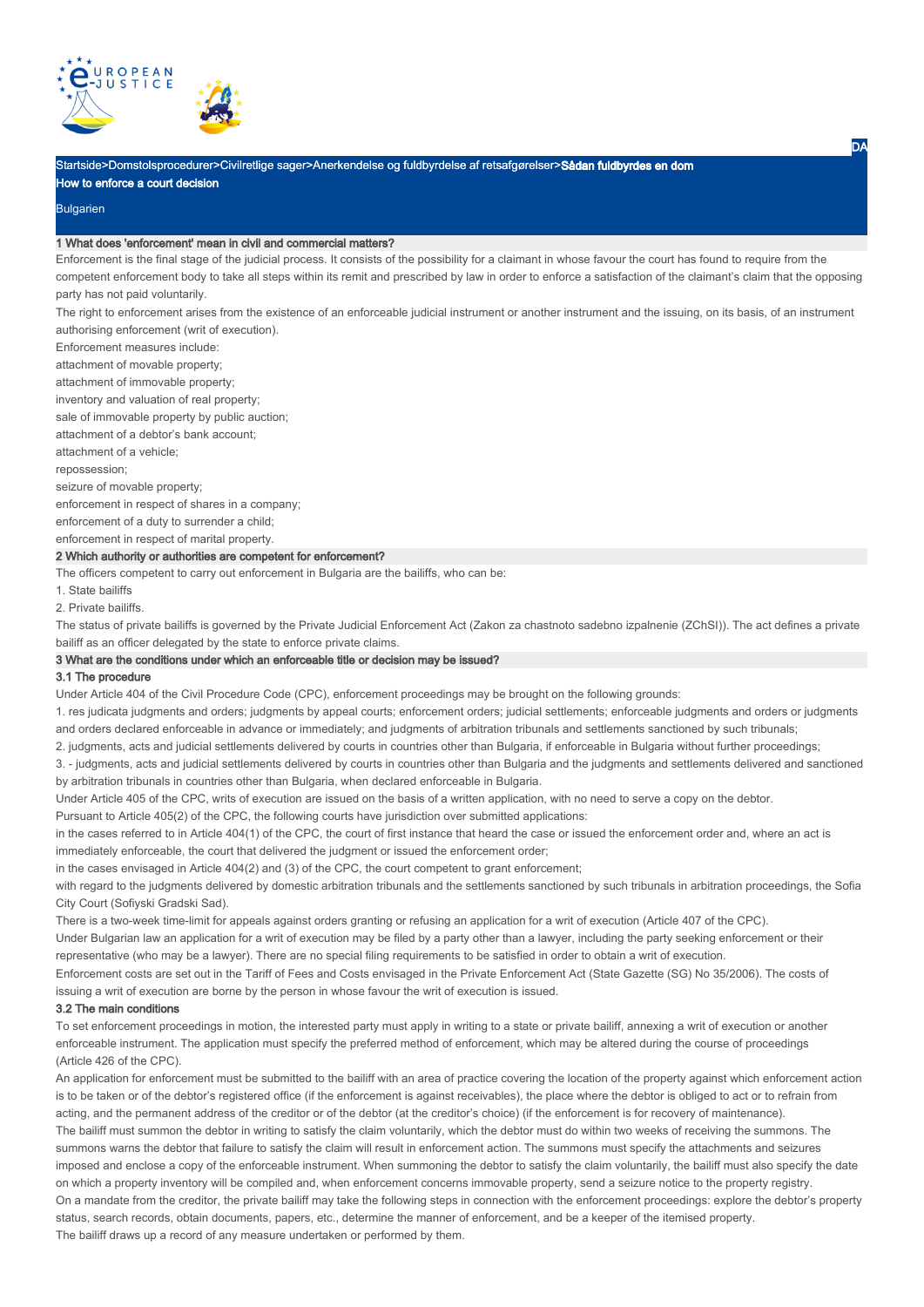Startside>Domstolsprocedurer>Civilretlige sager>Anerkendelse og fuldbyrdelse af retsafgørelser>**Sådan fuldbyrdes en dom**

**How to enforce a court decision**

Bulgarien

## 1 What does 'enforcement' mean in civil and commercial matters?

Enforcement is the final stage of the judicial process. It consists of the possibility for a claimant in whose favour the court has found to require from the competent enforcement body to take all steps within its remit and prescribed by law in order to enforce a satisfaction of the claimant's claim that the opposing party has not paid voluntarily.

The right to enforcement arises from the existence of an enforceable judicial instrument or another instrument and the issuing, on its basis, of an instrument authorising enforcement (writ of execution).

Enforcement measures include:

attachment of movable property;

attachment of immovable property;

inventory and valuation of real property;

sale of immovable property by public auction;

attachment of a debtor's bank account;

attachment of a vehicle;

repossession;

seizure of movable property;

enforcement in respect of shares in a company;

enforcement of a duty to surrender a child;

enforcement in respect of marital property.

## 2 Which authority or authorities are competent for enforcement?

The officers competent to carry out enforcement in Bulgaria are the bailiffs, who can be:

1. State bailiffs
2. Private bailiffs.

The status of private bailiffs is governed by the Private Judicial Enforcement Act (Zakon za chastnoto sadebno izpalnenie (ZChSI)). The act defines a private bailiff as an officer delegated by the state to enforce private claims.

## 3 What are the conditions under which an enforceable title or decision may be issued?

### 3.1 The procedure

Under Article 404 of the Civil Procedure Code (CPC), enforcement proceedings may be brought on the following grounds:

1. res judicata judgments and orders; judgments by appeal courts; enforcement orders; judicial settlements; enforceable judgments and orders or judgments and orders declared enforceable in advance or immediately; and judgments of arbitration tribunals and settlements sanctioned by such tribunals;
2. judgments, acts and judicial settlements delivered by courts in countries other than Bulgaria, if enforceable in Bulgaria without further proceedings;
3. - judgments, acts and judicial settlements delivered by courts in countries other than Bulgaria and the judgments and settlements delivered and sanctioned by arbitration tribunals in countries other than Bulgaria, when declared enforceable in Bulgaria.

Under Article 405 of the CPC, writs of execution are issued on the basis of a written application, with no need to serve a copy on the debtor.

Pursuant to Article 405(2) of the CPC, the following courts have jurisdiction over submitted applications:

in the cases referred to in Article 404(1) of the CPC, the court of first instance that heard the case or issued the enforcement order and, where an act is immediately enforceable, the court that delivered the judgment or issued the enforcement order;

in the cases envisaged in Article 404(2) and (3) of the CPC, the court competent to grant enforcement;

with regard to the judgments delivered by domestic arbitration tribunals and the settlements sanctioned by such tribunals in arbitration proceedings, the Sofia City Court (Sofiyski Gradski Sad).

There is a two-week time-limit for appeals against orders granting or refusing an application for a writ of execution (Article 407 of the CPC).

Under Bulgarian law an application for a writ of execution may be filed by a party other than a lawyer, including the party seeking enforcement or their representative (who may be a lawyer). There are no special filing requirements to be satisfied in order to obtain a writ of execution.

Enforcement costs are set out in the Tariff of Fees and Costs envisaged in the Private Enforcement Act (State Gazette (SG) No 35/2006). The costs of issuing a writ of execution are borne by the person in whose favour the writ of execution is issued.

### 3.2 The main conditions

To set enforcement proceedings in motion, the interested party must apply in writing to a state or private bailiff, annexing a writ of execution or another enforceable instrument. The application must specify the preferred method of enforcement, which may be altered during the course of proceedings (Article 426 of the CPC).

An application for enforcement must be submitted to the bailiff with an area of practice covering the location of the property against which enforcement action is to be taken or of the debtor's registered office (if the enforcement is against receivables), the place where the debtor is obliged to act or to refrain from acting, and the permanent address of the creditor or of the debtor (at the creditor's choice) (if the enforcement is for recovery of maintenance).

The bailiff must summon the debtor in writing to satisfy the claim voluntarily, which the debtor must do within two weeks of receiving the summons. The summons warns the debtor that failure to satisfy the claim will result in enforcement action. The summons must specify the attachments and seizures imposed and enclose a copy of the enforceable instrument. When summoning the debtor to satisfy the claim voluntarily, the bailiff must also specify the date on which a property inventory will be compiled and, when enforcement concerns immovable property, send a seizure notice to the property registry.

On a mandate from the creditor, the private bailiff may take the following steps in connection with the enforcement proceedings: explore the debtor's property status, search records, obtain documents, papers, etc., determine the manner of enforcement, and be a keeper of the itemised property.

The bailiff draws up a record of any measure undertaken or performed by them.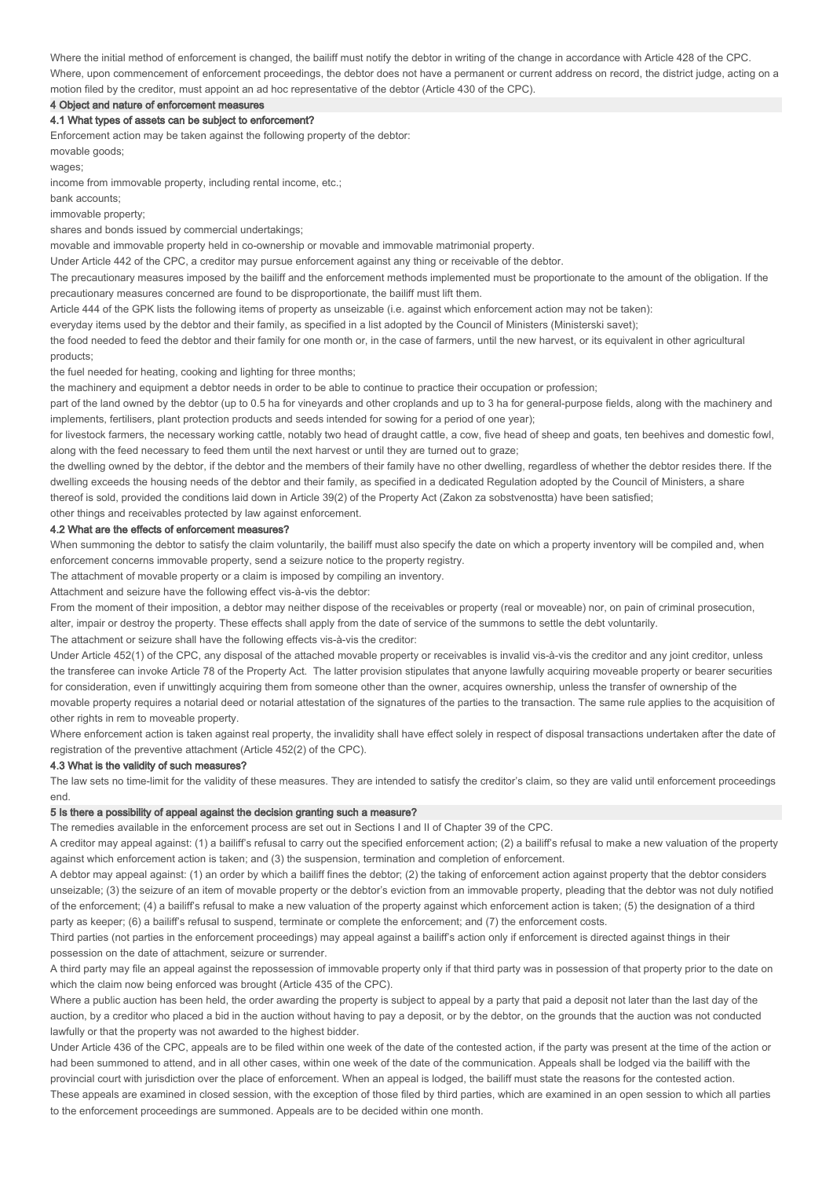Where the initial method of enforcement is changed, the bailiff must notify the debtor in writing of the change in accordance with Article 428 of the CPC.

Where, upon commencement of enforcement proceedings, the debtor does not have a permanent or current address on record, the district judge, acting on a motion filed by the creditor, must appoint an ad hoc representative of the debtor (Article 430 of the CPC).

## 4 Object and nature of enforcement measures

### 4.1 What types of assets can be subject to enforcement?

Enforcement action may be taken against the following property of the debtor:

movable goods;

wages;

income from immovable property, including rental income, etc.;

bank accounts;

immovable property;

shares and bonds issued by commercial undertakings;

movable and immovable property held in co-ownership or movable and immovable matrimonial property.

Under Article 442 of the CPC, a creditor may pursue enforcement against any thing or receivable of the debtor.

The precautionary measures imposed by the bailiff and the enforcement methods implemented must be proportionate to the amount of the obligation. If the precautionary measures concerned are found to be disproportionate, the bailiff must lift them.

Article 444 of the GPK lists the following items of property as unseizable (i.e. against which enforcement action may not be taken):

everyday items used by the debtor and their family, as specified in a list adopted by the Council of Ministers (Ministerski savet);

the food needed to feed the debtor and their family for one month or, in the case of farmers, until the new harvest, or its equivalent in other agricultural products;

the fuel needed for heating, cooking and lighting for three months;

the machinery and equipment a debtor needs in order to be able to continue to practice their occupation or profession;

part of the land owned by the debtor (up to 0.5 ha for vineyards and other croplands and up to 3 ha for general-purpose fields, along with the machinery and implements, fertilisers, plant protection products and seeds intended for sowing for a period of one year);

for livestock farmers, the necessary working cattle, notably two head of draught cattle, a cow, five head of sheep and goats, ten beehives and domestic fowl, along with the feed necessary to feed them until the next harvest or until they are turned out to graze;

the dwelling owned by the debtor, if the debtor and the members of their family have no other dwelling, regardless of whether the debtor resides there. If the dwelling exceeds the housing needs of the debtor and their family, as specified in a dedicated Regulation adopted by the Council of Ministers, a share thereof is sold, provided the conditions laid down in Article 39(2) of the Property Act (Zakon za sobstvenostta) have been satisfied;

other things and receivables protected by law against enforcement.

### 4.2 What are the effects of enforcement measures?

When summoning the debtor to satisfy the claim voluntarily, the bailiff must also specify the date on which a property inventory will be compiled and, when enforcement concerns immovable property, send a seizure notice to the property registry.

The attachment of movable property or a claim is imposed by compiling an inventory.

Attachment and seizure have the following effect vis-à-vis the debtor:

From the moment of their imposition, a debtor may neither dispose of the receivables or property (real or moveable) nor, on pain of criminal prosecution, alter, impair or destroy the property. These effects shall apply from the date of service of the summons to settle the debt voluntarily.

The attachment or seizure shall have the following effects vis-à-vis the creditor:

Under Article 452(1) of the CPC, any disposal of the attached movable property or receivables is invalid vis-à-vis the creditor and any joint creditor, unless the transferee can invoke Article 78 of the Property Act. The latter provision stipulates that anyone lawfully acquiring moveable property or bearer securities for consideration, even if unwittingly acquiring them from someone other than the owner, acquires ownership, unless the transfer of ownership of the movable property requires a notarial deed or notarial attestation of the signatures of the parties to the transaction. The same rule applies to the acquisition of other rights in rem to moveable property.

Where enforcement action is taken against real property, the invalidity shall have effect solely in respect of disposal transactions undertaken after the date of registration of the preventive attachment (Article 452(2) of the CPC).

### 4.3 What is the validity of such measures?

The law sets no time-limit for the validity of these measures. They are intended to satisfy the creditor's claim, so they are valid until enforcement proceedings end.

## 5 Is there a possibility of appeal against the decision granting such a measure?

The remedies available in the enforcement process are set out in Sections I and II of Chapter 39 of the CPC.

A creditor may appeal against: (1) a bailiff's refusal to carry out the specified enforcement action; (2) a bailiff's refusal to make a new valuation of the property against which enforcement action is taken; and (3) the suspension, termination and completion of enforcement.

A debtor may appeal against: (1) an order by which a bailiff fines the debtor; (2) the taking of enforcement action against property that the debtor considers unseizable; (3) the seizure of an item of movable property or the debtor's eviction from an immovable property, pleading that the debtor was not duly notified of the enforcement; (4) a bailiff's refusal to make a new valuation of the property against which enforcement action is taken; (5) the designation of a third party as keeper; (6) a bailiff's refusal to suspend, terminate or complete the enforcement; and (7) the enforcement costs.

Third parties (not parties in the enforcement proceedings) may appeal against a bailiff's action only if enforcement is directed against things in their possession on the date of attachment, seizure or surrender.

A third party may file an appeal against the repossession of immovable property only if that third party was in possession of that property prior to the date on which the claim now being enforced was brought (Article 435 of the CPC).

Where a public auction has been held, the order awarding the property is subject to appeal by a party that paid a deposit not later than the last day of the auction, by a creditor who placed a bid in the auction without having to pay a deposit, or by the debtor, on the grounds that the auction was not conducted lawfully or that the property was not awarded to the highest bidder.

Under Article 436 of the CPC, appeals are to be filed within one week of the date of the contested action, if the party was present at the time of the action or had been summoned to attend, and in all other cases, within one week of the date of the communication. Appeals shall be lodged via the bailiff with the provincial court with jurisdiction over the place of enforcement. When an appeal is lodged, the bailiff must state the reasons for the contested action.

These appeals are examined in closed session, with the exception of those filed by third parties, which are examined in an open session to which all parties to the enforcement proceedings are summoned. Appeals are to be decided within one month.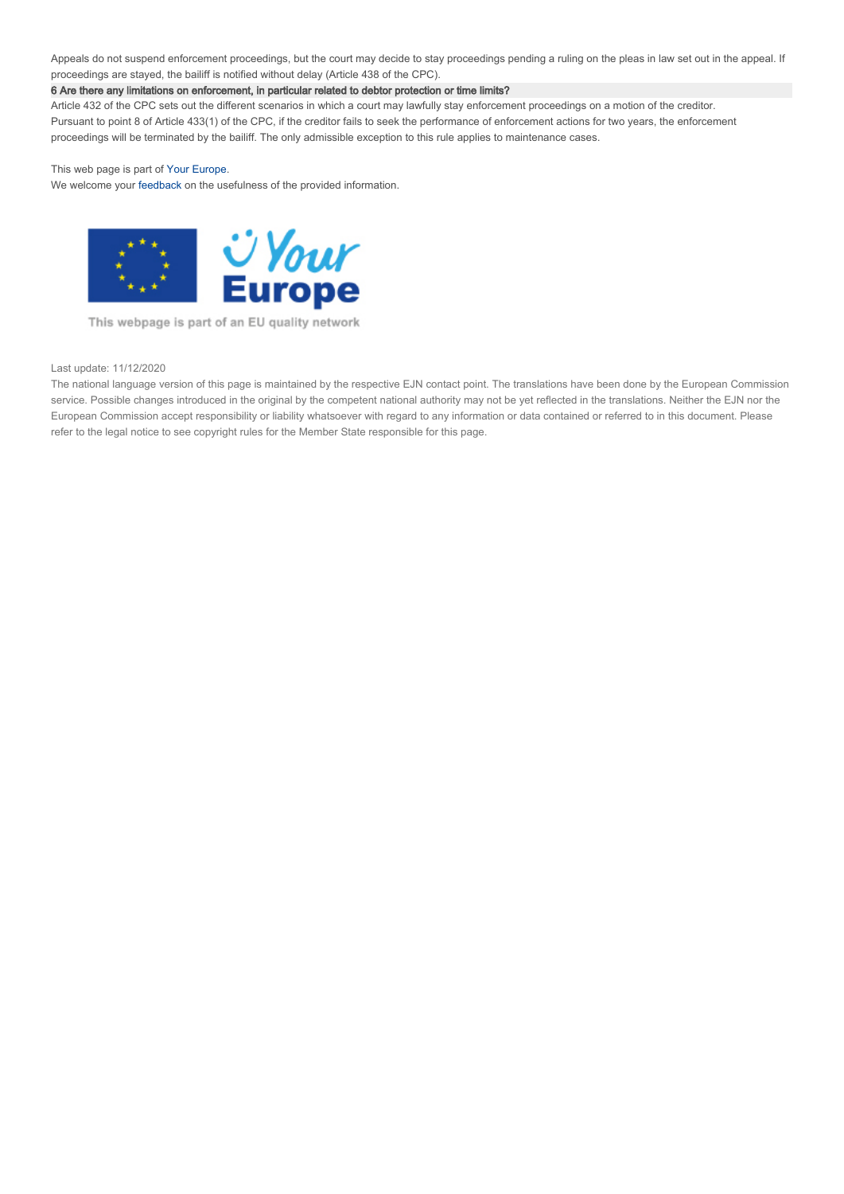Appeals do not suspend enforcement proceedings, but the court may decide to stay proceedings pending a ruling on the pleas in law set out in the appeal. If proceedings are stayed, the bailiff is notified without delay (Article 438 of the CPC).

## 6 Are there any limitations on enforcement, in particular related to debtor protection or time limits?

Article 432 of the CPC sets out the different scenarios in which a court may lawfully stay enforcement proceedings on a motion of the creditor.

Pursuant to point 8 of Article 433(1) of the CPC, if the creditor fails to seek the performance of enforcement actions for two years, the enforcement proceedings will be terminated by the bailiff. The only admissible exception to this rule applies to maintenance cases.

This web page is part of Your Europe.

We welcome your feedback on the usefulness of the provided information.

This webpage is part of an EU quality network

Last update: 11/12/2020

The national language version of this page is maintained by the respective EJN contact point. The translations have been done by the European Commission service. Possible changes introduced in the original by the competent national authority may not be yet reflected in the translations. Neither the EJN nor the European Commission accept responsibility or liability whatsoever with regard to any information or data contained or referred to in this document. Please refer to the legal notice to see copyright rules for the Member State responsible for this page.